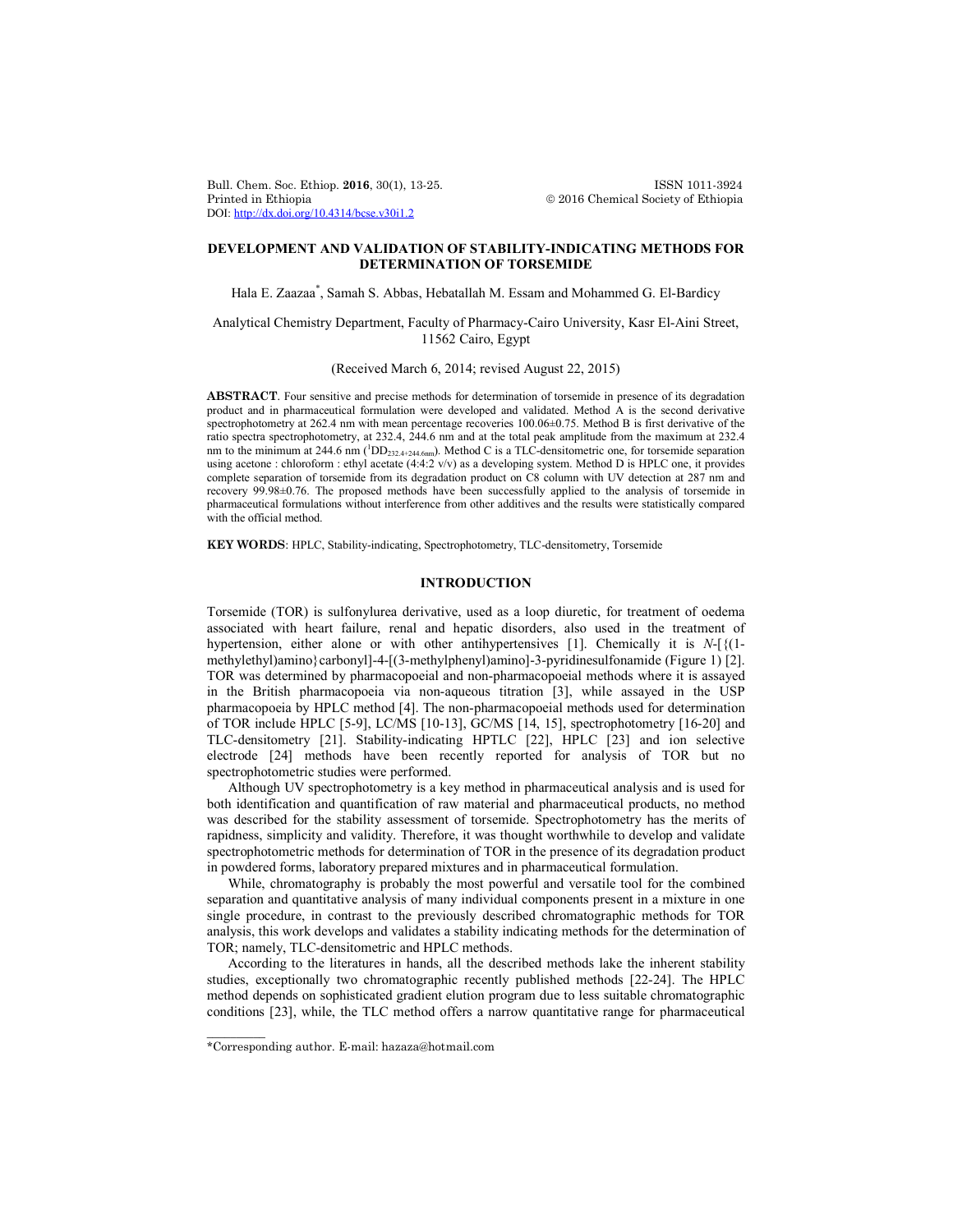# DEVELOPMENT AND VALIDATION OF STABILITY-INDICATING METHODS FOR DETERMINATION OF TORSEMIDE

Hala E. Zaazaa*, Samah S. Abbas, Hebatallah M. Essam and Mohammed G. El-Bardicy

Analytical Chemistry Department, Faculty of Pharmacy-Cairo University, Kasr El-Aini Street, 11562 Cairo, Egypt

(Received March 6, 2014; revised August 22, 2015)

**ABSTRACT**. Four sensitive and precise methods for determination of torsemide in presence of its degradation product and in pharmaceutical formulation were developed and validated. Method A is the second derivative spectrophotometry at 262.4 nm with mean percentage recoveries 100.06±0.75. Method B is first derivative of the ratio spectra spectrophotometry, at 232.4, 244.6 nm and at the total peak amplitude from the maximum at 232.4 nm to the minimum at 244.6 nm ($^1DD_{232.4+244.6nm}$). Method C is a TLC-densitometric one, for torsemide separation using acetone : chloroform : ethyl acetate (4:4:2 v/v) as a developing system. Method D is HPLC one, it provides complete separation of torsemide from its degradation product on C8 column with UV detection at 287 nm and recovery 99.98±0.76. The proposed methods have been successfully applied to the analysis of torsemide in pharmaceutical formulations without interference from other additives and the results were statistically compared with the official method.

**KEY WORDS**: HPLC, Stability-indicating, Spectrophotometry, TLC-densitometry, Torsemide

## INTRODUCTION

Torsemide (TOR) is sulfonylurea derivative, used as a loop diuretic, for treatment of oedema associated with heart failure, renal and hepatic disorders, also used in the treatment of hypertension, either alone or with other antihypertensives [1]. Chemically it is *N*-[{(1-methylethyl)amino}carbonyl]-4-[(3-methylphenyl)amino]-3-pyridinesulfonamide (Figure 1) [2]. TOR was determined by pharmacopoeial and non-pharmacopoeial methods where it is assayed in the British pharmacopoeia via non-aqueous titration [3], while assayed in the USP pharmacopoeia by HPLC method [4]. The non-pharmacopoeial methods used for determination of TOR include HPLC [5-9], LC/MS [10-13], GC/MS [14, 15], spectrophotometry [16-20] and TLC-densitometry [21]. Stability-indicating HPTLC [22], HPLC [23] and ion selective electrode [24] methods have been recently reported for analysis of TOR but no spectrophotometric studies were performed.

Although UV spectrophotometry is a key method in pharmaceutical analysis and is used for both identification and quantification of raw material and pharmaceutical products, no method was described for the stability assessment of torsemide. Spectrophotometry has the merits of rapidness, simplicity and validity. Therefore, it was thought worthwhile to develop and validate spectrophotometric methods for determination of TOR in the presence of its degradation product in powdered forms, laboratory prepared mixtures and in pharmaceutical formulation.

While, chromatography is probably the most powerful and versatile tool for the combined separation and quantitative analysis of many individual components present in a mixture in one single procedure, in contrast to the previously described chromatographic methods for TOR analysis, this work develops and validates a stability indicating methods for the determination of TOR; namely, TLC-densitometric and HPLC methods.

According to the literatures in hands, all the described methods lake the inherent stability studies, exceptionally two chromatographic recently published methods [22-24]. The HPLC method depends on sophisticated gradient elution program due to less suitable chromatographic conditions [23], while, the TLC method offers a narrow quantitative range for pharmaceutical

*Corresponding author. E-mail: hazaza@hotmail.com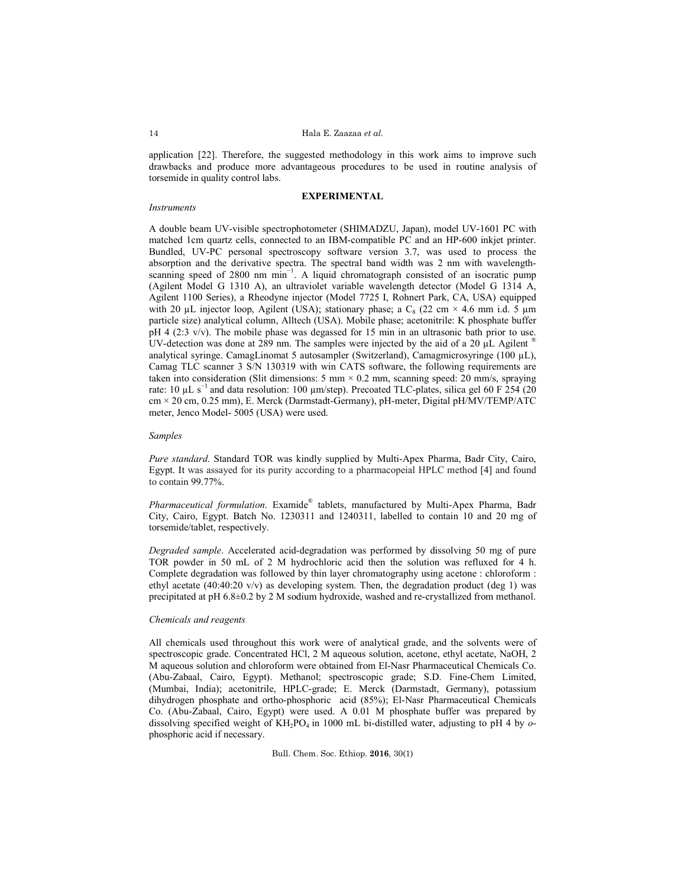application [22]. Therefore, the suggested methodology in this work aims to improve such drawbacks and produce more advantageous procedures to be used in routine analysis of torsemide in quality control labs.

## EXPERIMENTAL

### *Instruments*

A double beam UV-visible spectrophotometer (SHIMADZU, Japan), model UV-1601 PC with matched 1cm quartz cells, connected to an IBM-compatible PC and an HP-600 inkjet printer. Bundled, UV-PC personal spectroscopy software version 3.7, was used to process the absorption and the derivative spectra. The spectral band width was 2 nm with wavelength-scanning speed of 2800 nm $min^{-1}$. A liquid chromatograph consisted of an isocratic pump (Agilent Model G 1310 A), an ultraviolet variable wavelength detector (Model G 1314 A, Agilent 1100 Series), a Rheodyne injector (Model 7725 I, Rohnert Park, CA, USA) equipped with 20 µL injector loop, Agilent (USA); stationary phase; a $C_8$ (22 cm × 4.6 mm i.d. 5 µm particle size) analytical column, Alltech (USA). Mobile phase; acetonitrile: K phosphate buffer pH 4 (2:3 v/v). The mobile phase was degassed for 15 min in an ultrasonic bath prior to use. UV-detection was done at 289 nm. The samples were injected by the aid of a 20 µL Agilent ® analytical syringe. CamagLinomat 5 autosampler (Switzerland), Camagmicrosyringe (100 µL), Camag TLC scanner 3 S/N 130319 with win CATS software, the following requirements are taken into consideration (Slit dimensions: 5 mm × 0.2 mm, scanning speed: 20 mm/s, spraying rate: 10 µL $s^{-1}$ and data resolution: 100 µm/step). Precoated TLC-plates, silica gel 60 F 254 (20 cm × 20 cm, 0.25 mm), E. Merck (Darmstadt-Germany), pH-meter, Digital pH/MV/TEMP/ATC meter, Jenco Model- 5005 (USA) were used.

### *Samples*

*Pure standard*. Standard TOR was kindly supplied by Multi-Apex Pharma, Badr City, Cairo, Egypt. It was assayed for its purity according to a pharmacopeial HPLC method [4] and found to contain 99.77%.

*Pharmaceutical formulation*. Examide® tablets, manufactured by Multi-Apex Pharma, Badr City, Cairo, Egypt. Batch No. 1230311 and 1240311, labelled to contain 10 and 20 mg of torsemide/tablet, respectively.

*Degraded sample*. Accelerated acid-degradation was performed by dissolving 50 mg of pure TOR powder in 50 mL of 2 M hydrochloric acid then the solution was refluxed for 4 h. Complete degradation was followed by thin layer chromatography using acetone : chloroform : ethyl acetate (40:40:20 v/v) as developing system. Then, the degradation product (deg 1) was precipitated at pH 6.8±0.2 by 2 M sodium hydroxide, washed and re-crystallized from methanol.

### *Chemicals and reagents*

All chemicals used throughout this work were of analytical grade, and the solvents were of spectroscopic grade. Concentrated HCl, 2 M aqueous solution, acetone, ethyl acetate, NaOH, 2 M aqueous solution and chloroform were obtained from El-Nasr Pharmaceutical Chemicals Co. (Abu-Zabaal, Cairo, Egypt). Methanol; spectroscopic grade; S.D. Fine-Chem Limited, (Mumbai, India); acetonitrile, HPLC-grade; E. Merck (Darmstadt, Germany), potassium dihydrogen phosphate and ortho-phosphoric acid (85%); El-Nasr Pharmaceutical Chemicals Co. (Abu-Zabaal, Cairo, Egypt) were used. A 0.01 M phosphate buffer was prepared by dissolving specified weight of $KH_2PO_4$ in 1000 mL bi-distilled water, adjusting to pH 4 by *o*-phosphoric acid if necessary.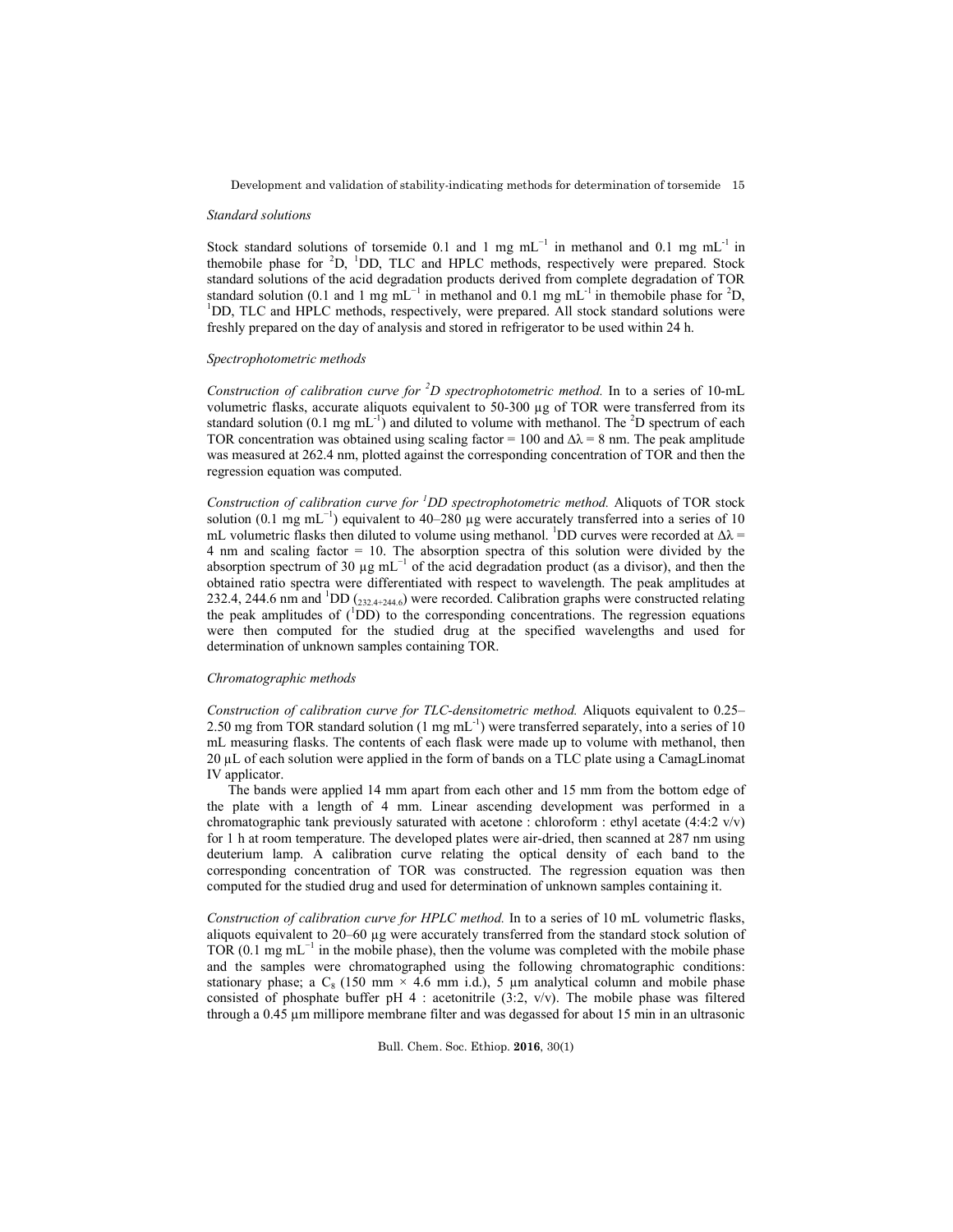*Standard solutions*

Stock standard solutions of torsemide 0.1 and 1 mg $mL^{-1}$ in methanol and 0.1 mg $mL^{-1}$ in themobile phase for $^2D$, $^1DD$, TLC and HPLC methods, respectively were prepared. Stock standard solutions of the acid degradation products derived from complete degradation of TOR standard solution (0.1 and 1 mg $mL^{-1}$ in methanol and 0.1 mg $mL^{-1}$ in themobile phase for $^2D$, $^1DD$, TLC and HPLC methods, respectively, were prepared. All stock standard solutions were freshly prepared on the day of analysis and stored in refrigerator to be used within 24 h.

*Spectrophotometric methods*

*Construction of calibration curve for $^2D$ spectrophotometric method.* In to a series of 10-mL volumetric flasks, accurate aliquots equivalent to 50-300 µg of TOR were transferred from its standard solution (0.1 mg $mL^{-1}$) and diluted to volume with methanol. The $^2D$ spectrum of each TOR concentration was obtained using scaling factor = 100 and $\Delta\lambda$ = 8 nm. The peak amplitude was measured at 262.4 nm, plotted against the corresponding concentration of TOR and then the regression equation was computed.

*Construction of calibration curve for $^1DD$ spectrophotometric method.* Aliquots of TOR stock solution (0.1 mg $mL^{-1}$) equivalent to 40–280 µg were accurately transferred into a series of 10 mL volumetric flasks then diluted to volume using methanol. $^1DD$ curves were recorded at $\Delta\lambda$ = 4 nm and scaling factor = 10. The absorption spectra of this solution were divided by the absorption spectrum of 30 µg $mL^{-1}$ of the acid degradation product (as a divisor), and then the obtained ratio spectra were differentiated with respect to wavelength. The peak amplitudes at 232.4, 244.6 nm and $^1DD$ $(_{232.4+244.6})$ were recorded. Calibration graphs were constructed relating the peak amplitudes of ($^1DD$) to the corresponding concentrations. The regression equations were then computed for the studied drug at the specified wavelengths and used for determination of unknown samples containing TOR.

*Chromatographic methods*

*Construction of calibration curve for TLC-densitometric method.* Aliquots equivalent to 0.25–2.50 mg from TOR standard solution (1 mg $mL^{-1}$) were transferred separately, into a series of 10 mL measuring flasks. The contents of each flask were made up to volume with methanol, then 20 µL of each solution were applied in the form of bands on a TLC plate using a CamagLinomat IV applicator.

The bands were applied 14 mm apart from each other and 15 mm from the bottom edge of the plate with a length of 4 mm. Linear ascending development was performed in a chromatographic tank previously saturated with acetone : chloroform : ethyl acetate (4:4:2 v/v) for 1 h at room temperature. The developed plates were air-dried, then scanned at 287 nm using deuterium lamp. A calibration curve relating the optical density of each band to the corresponding concentration of TOR was constructed. The regression equation was then computed for the studied drug and used for determination of unknown samples containing it.

*Construction of calibration curve for HPLC method.* In to a series of 10 mL volumetric flasks, aliquots equivalent to 20–60 µg were accurately transferred from the standard stock solution of TOR (0.1 mg $mL^{-1}$ in the mobile phase), then the volume was completed with the mobile phase and the samples were chromatographed using the following chromatographic conditions: stationary phase; a $C_8$ (150 mm × 4.6 mm i.d.), 5 µm analytical column and mobile phase consisted of phosphate buffer pH 4 : acetonitrile (3:2, v/v). The mobile phase was filtered through a 0.45 µm millipore membrane filter and was degassed for about 15 min in an ultrasonic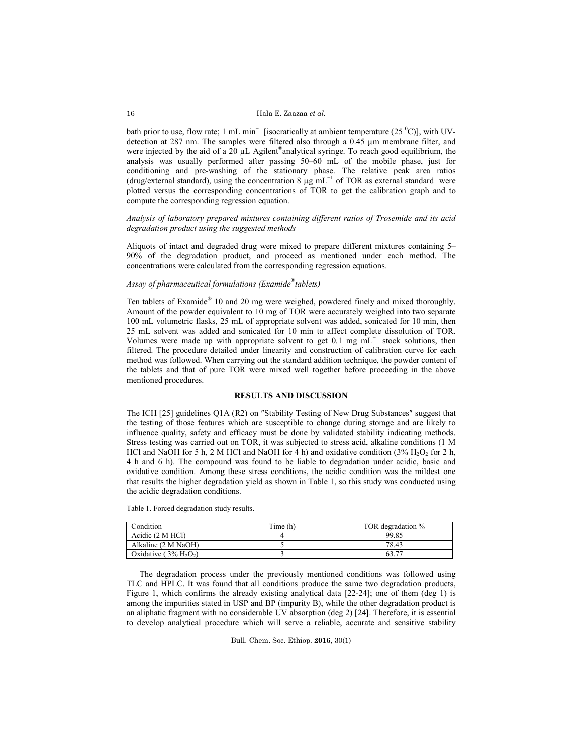bath prior to use, flow rate; 1 mL min$^{-1}$ [isocratically at ambient temperature (25 $^0$C)], with UV-detection at 287 nm. The samples were filtered also through a 0.45 µm membrane filter, and were injected by the aid of a 20 µL Agilent®analytical syringe. To reach good equilibrium, the analysis was usually performed after passing 50–60 mL of the mobile phase, just for conditioning and pre-washing of the stationary phase. The relative peak area ratios (drug/external standard), using the concentration 8 µg mL$^{-1}$ of TOR as external standard were plotted versus the corresponding concentrations of TOR to get the calibration graph and to compute the corresponding regression equation.

*Analysis of laboratory prepared mixtures containing different ratios of Trosemide and its acid degradation product using the suggested methods*

Aliquots of intact and degraded drug were mixed to prepare different mixtures containing 5–90% of the degradation product, and proceed as mentioned under each method. The concentrations were calculated from the corresponding regression equations.

*Assay of pharmaceutical formulations (Examide® tablets)*

Ten tablets of Examide® 10 and 20 mg were weighed, powdered finely and mixed thoroughly. Amount of the powder equivalent to 10 mg of TOR were accurately weighed into two separate 100 mL volumetric flasks, 25 mL of appropriate solvent was added, sonicated for 10 min, then 25 mL solvent was added and sonicated for 10 min to affect complete dissolution of TOR. Volumes were made up with appropriate solvent to get 0.1 mg mL$^{-1}$ stock solutions, then filtered. The procedure detailed under linearity and construction of calibration curve for each method was followed. When carrying out the standard addition technique, the powder content of the tablets and that of pure TOR were mixed well together before proceeding in the above mentioned procedures.

## RESULTS AND DISCUSSION

The ICH [25] guidelines Q1A (R2) on ″Stability Testing of New Drug Substances″ suggest that the testing of those features which are susceptible to change during storage and are likely to influence quality, safety and efficacy must be done by validated stability indicating methods. Stress testing was carried out on TOR, it was subjected to stress acid, alkaline conditions (1 M HCl and NaOH for 5 h, 2 M HCl and NaOH for 4 h) and oxidative condition (3% $H_2O_2$ for 2 h, 4 h and 6 h). The compound was found to be liable to degradation under acidic, basic and oxidative condition. Among these stress conditions, the acidic condition was the mildest one that results the higher degradation yield as shown in Table 1, so this study was conducted using the acidic degradation conditions.

Table 1. Forced degradation study results.

| Condition | Time (h) | TOR degradation % |
|---|---|---|
| Acidic (2 M HCl) | 4 | 99.85 |
| Alkaline (2 M NaOH) | 5 | 78.43 |
| Oxidative ( 3% $H_2O_2$) | 3 | 63.77 |

The degradation process under the previously mentioned conditions was followed using TLC and HPLC. It was found that all conditions produce the same two degradation products, Figure 1, which confirms the already existing analytical data [22-24]; one of them (deg 1) is among the impurities stated in USP and BP (impurity B), while the other degradation product is an aliphatic fragment with no considerable UV absorption (deg 2) [24]. Therefore, it is essential to develop analytical procedure which will serve a reliable, accurate and sensitive stability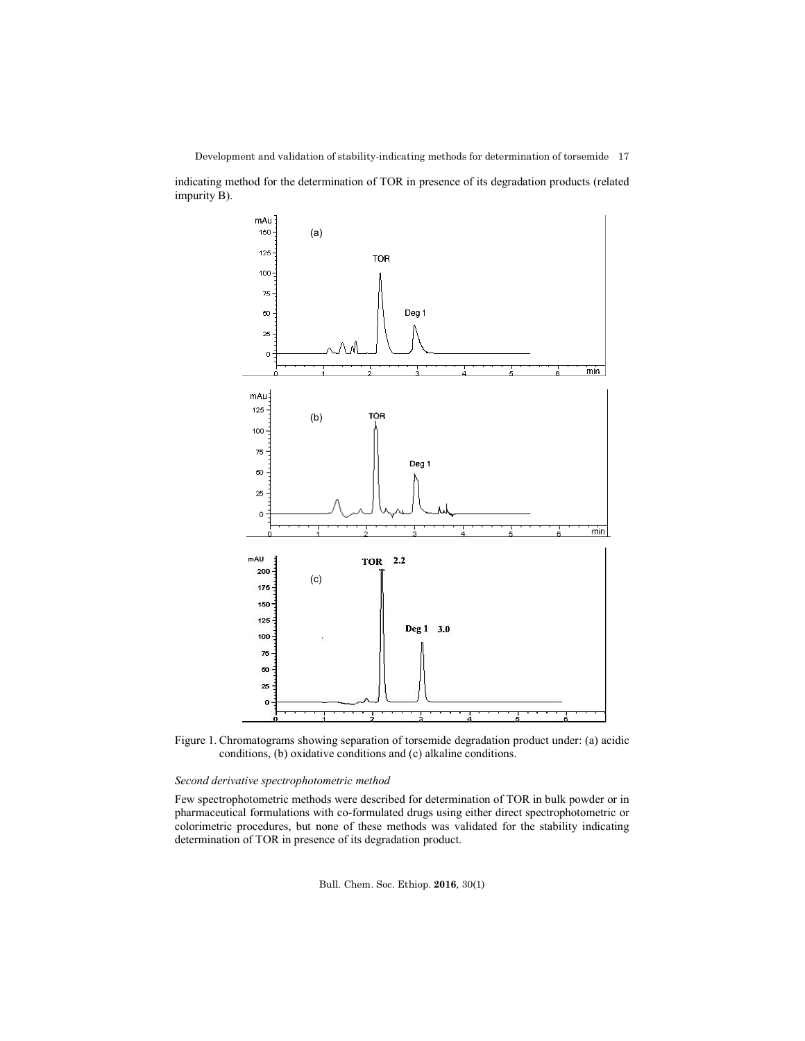indicating method for the determination of TOR in presence of its degradation products (related impurity B).

Figure 1. Chromatograms showing separation of torsemide degradation product under: (a) acidic conditions, (b) oxidative conditions and (c) alkaline conditions.

*Second derivative spectrophotometric method*

Few spectrophotometric methods were described for determination of TOR in bulk powder or in pharmaceutical formulations with co-formulated drugs using either direct spectrophotometric or colorimetric procedures, but none of these methods was validated for the stability indicating determination of TOR in presence of its degradation product.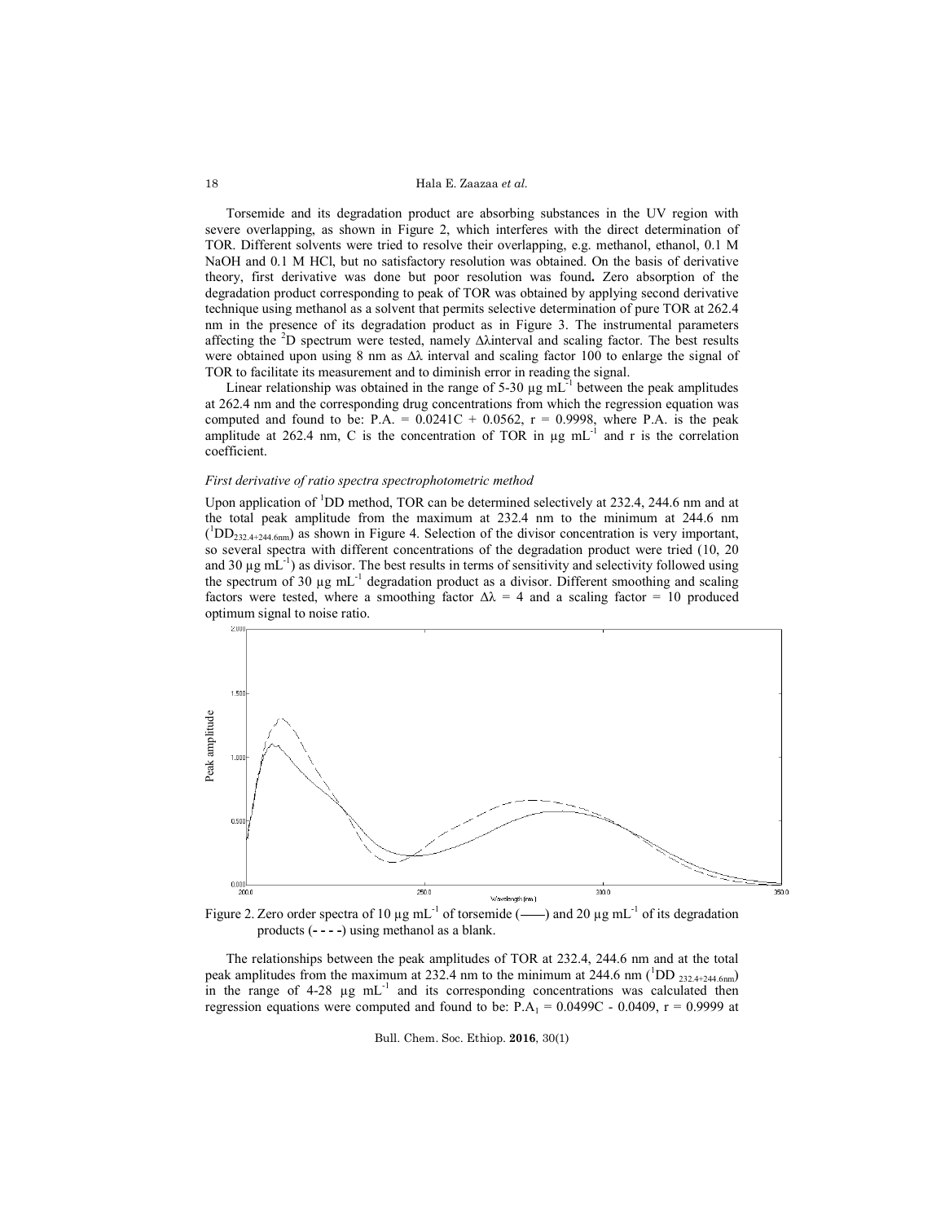Torsemide and its degradation product are absorbing substances in the UV region with severe overlapping, as shown in Figure 2, which interferes with the direct determination of TOR. Different solvents were tried to resolve their overlapping, e.g. methanol, ethanol, 0.1 M NaOH and 0.1 M HCl, but no satisfactory resolution was obtained. On the basis of derivative theory, first derivative was done but poor resolution was found**.** Zero absorption of the degradation product corresponding to peak of TOR was obtained by applying second derivative technique using methanol as a solvent that permits selective determination of pure TOR at 262.4 nm in the presence of its degradation product as in Figure 3. The instrumental parameters affecting the $^2$D spectrum were tested, namely $\Delta\lambda$interval and scaling factor. The best results were obtained upon using 8 nm as $\Delta\lambda$ interval and scaling factor 100 to enlarge the signal of TOR to facilitate its measurement and to diminish error in reading the signal.

Linear relationship was obtained in the range of 5-30 µg mL$^{-1}$ between the peak amplitudes at 262.4 nm and the corresponding drug concentrations from which the regression equation was computed and found to be: P.A. = 0.0241C + 0.0562, r = 0.9998, where P.A. is the peak amplitude at 262.4 nm, C is the concentration of TOR in µg mL$^{-1}$ and r is the correlation coefficient.

### *First derivative of ratio spectra spectrophotometric method*

Upon application of $^1$DD method, TOR can be determined selectively at 232.4, 244.6 nm and at the total peak amplitude from the maximum at 232.4 nm to the minimum at 244.6 nm ($^1DD_{232.4+244.6nm}$) as shown in Figure 4. Selection of the divisor concentration is very important, so several spectra with different concentrations of the degradation product were tried (10, 20 and 30 µg mL$^{-1}$) as divisor. The best results in terms of sensitivity and selectivity followed using the spectrum of 30 µg mL$^{-1}$ degradation product as a divisor. Different smoothing and scaling factors were tested, where a smoothing factor $\Delta\lambda$ = 4 and a scaling factor = 10 produced optimum signal to noise ratio.

Figure 2. Zero order spectra of 10 µg mL$^{-1}$ of torsemide (——) and 20 µg mL$^{-1}$ of its degradation products (- - - -) using methanol as a blank.

The relationships between the peak amplitudes of TOR at 232.4, 244.6 nm and at the total peak amplitudes from the maximum at 232.4 nm to the minimum at 244.6 nm ($^1DD_{232.4+244.6nm}$) in the range of 4-28 µg mL$^{-1}$ and its corresponding concentrations was calculated then regression equations were computed and found to be: $P.A_1$ = 0.0499C - 0.0409, r = 0.9999 at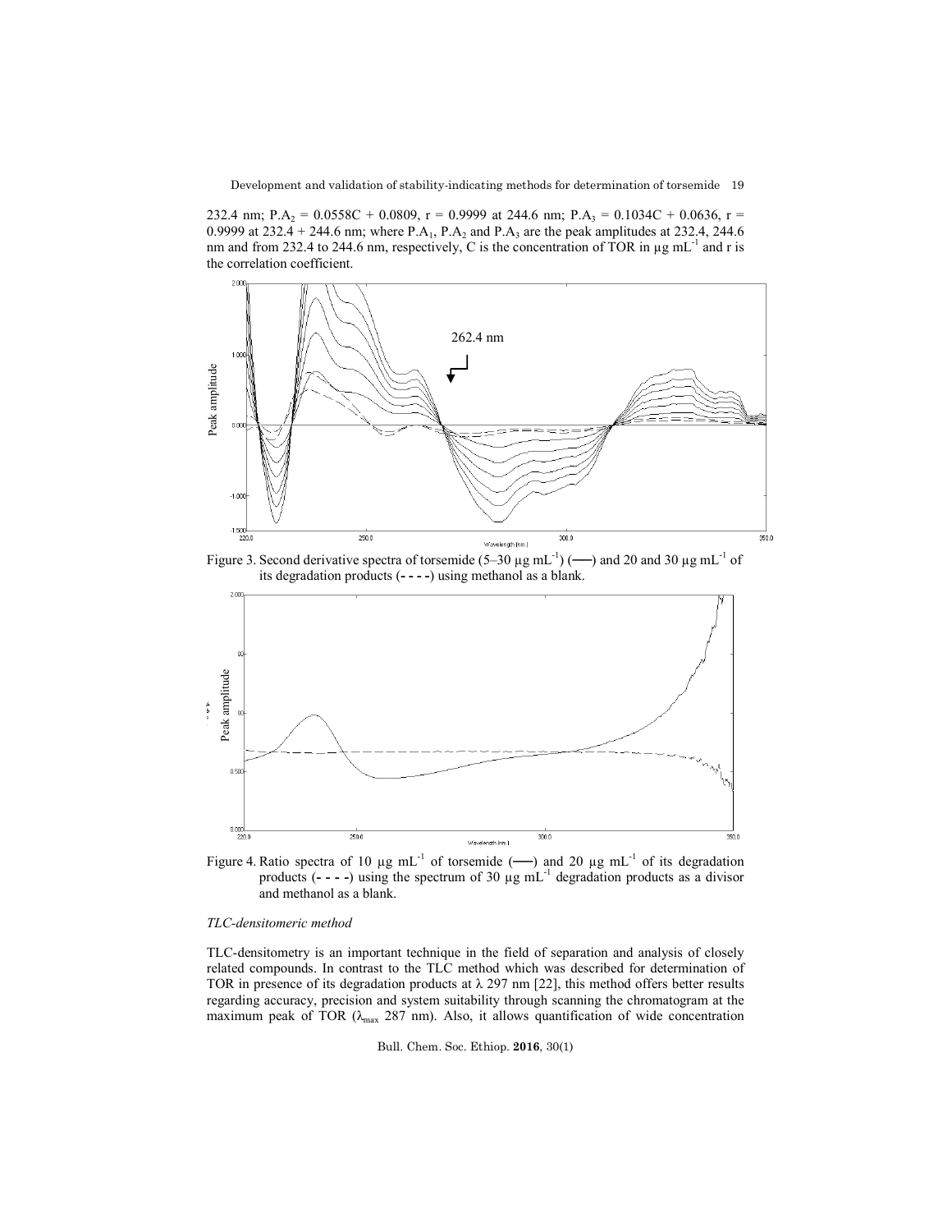232.4 nm; $P.A_2 = 0.0558C + 0.0809$, $r = 0.9999$ at 244.6 nm; $P.A_3 = 0.1034C + 0.0636$, $r = 0.9999$ at 232.4 + 244.6 nm; where $P.A_1$, $P.A_2$ and $P.A_3$ are the peak amplitudes at 232.4, 244.6 nm and from 232.4 to 244.6 nm, respectively, C is the concentration of TOR in µg mL$^{-1}$ and r is the correlation coefficient.

Figure 3. Second derivative spectra of torsemide (5–30 µg mL$^{-1}$) (——) and 20 and 30 µg mL$^{-1}$ of its degradation products (- - - -) using methanol as a blank.

Figure 4. Ratio spectra of 10 µg mL$^{-1}$ of torsemide (——) and 20 µg mL$^{-1}$ of its degradation products (- - - -) using the spectrum of 30 µg mL$^{-1}$ degradation products as a divisor and methanol as a blank.

### *TLC-densitomeric method*

TLC-densitometry is an important technique in the field of separation and analysis of closely related compounds. In contrast to the TLC method which was described for determination of TOR in presence of its degradation products at λ 297 nm [22], this method offers better results regarding accuracy, precision and system suitability through scanning the chromatogram at the maximum peak of TOR ($\lambda_{max}$ 287 nm). Also, it allows quantification of wide concentration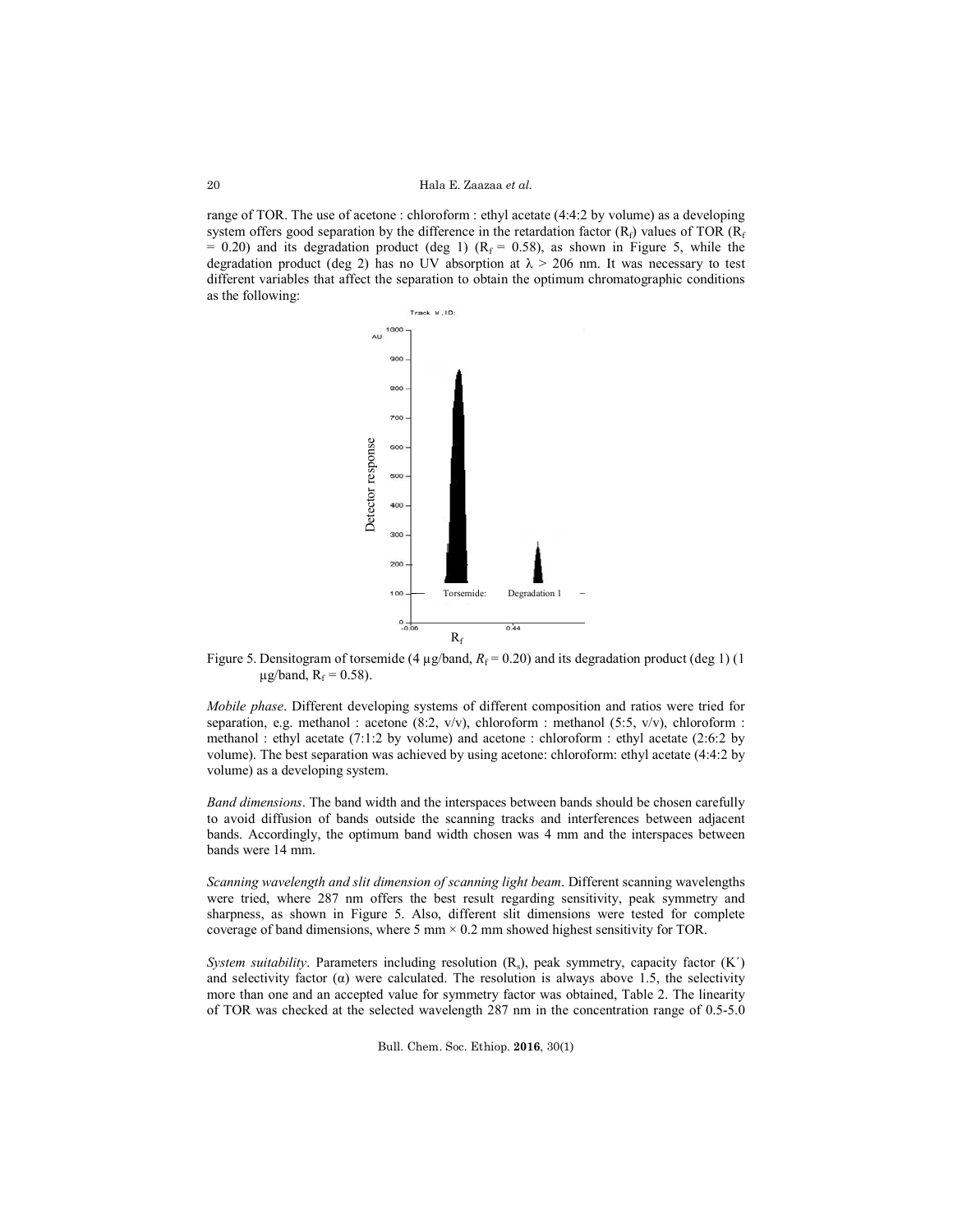range of TOR. The use of acetone : chloroform : ethyl acetate (4:4:2 by volume) as a developing system offers good separation by the difference in the retardation factor ($R_f$) values of TOR ($R_f$ = 0.20) and its degradation product (deg 1) ($R_f$ = 0.58), as shown in Figure 5, while the degradation product (deg 2) has no UV absorption at $\lambda$ > 206 nm. It was necessary to test different variables that affect the separation to obtain the optimum chromatographic conditions as the following:

Figure 5. Densitogram of torsemide (4 µg/band, $R_f$ = 0.20) and its degradation product (deg 1) (1 µg/band, $R_f$ = 0.58).

*Mobile phase*. Different developing systems of different composition and ratios were tried for separation, e.g. methanol : acetone (8:2, v/v), chloroform : methanol (5:5, v/v), chloroform : methanol : ethyl acetate (7:1:2 by volume) and acetone : chloroform : ethyl acetate (2:6:2 by volume). The best separation was achieved by using acetone: chloroform: ethyl acetate (4:4:2 by volume) as a developing system.

*Band dimensions*. The band width and the interspaces between bands should be chosen carefully to avoid diffusion of bands outside the scanning tracks and interferences between adjacent bands. Accordingly, the optimum band width chosen was 4 mm and the interspaces between bands were 14 mm.

*Scanning wavelength and slit dimension of scanning light beam*. Different scanning wavelengths were tried, where 287 nm offers the best result regarding sensitivity, peak symmetry and sharpness, as shown in Figure 5. Also, different slit dimensions were tested for complete coverage of band dimensions, where 5 mm × 0.2 mm showed highest sensitivity for TOR.

*System suitability*. Parameters including resolution ($R_s$), peak symmetry, capacity factor (K´) and selectivity factor ($\alpha$) were calculated. The resolution is always above 1.5, the selectivity more than one and an accepted value for symmetry factor was obtained, Table 2. The linearity of TOR was checked at the selected wavelength 287 nm in the concentration range of 0.5-5.0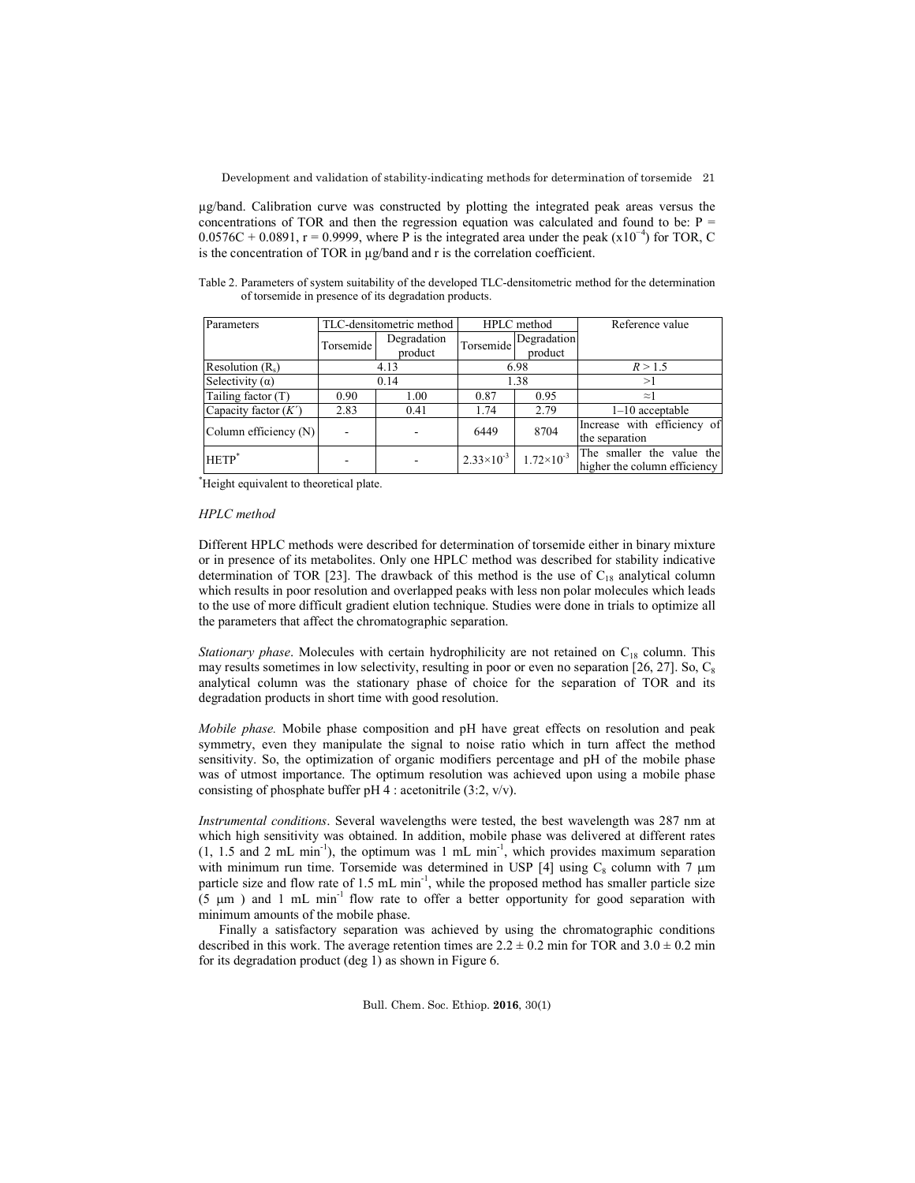μg/band. Calibration curve was constructed by plotting the integrated peak areas versus the concentrations of TOR and then the regression equation was calculated and found to be: $P = 0.0576C + 0.0891$, $r = 0.9999$, where P is the integrated area under the peak ($x10^{-4}$) for TOR, C is the concentration of TOR in μg/band and r is the correlation coefficient.

Table 2. Parameters of system suitability of the developed TLC-densitometric method for the determination of torsemide in presence of its degradation products.

| Parameters | TLC-densitometric method | | HPLC method | | Reference value |
|---|---|---|---|---|---|
| | Torsemide | Degradation product | Torsemide | Degradation product | |
| Resolution ($R_s$) | 4.13 | | 6.98 | | $R > 1.5$ |
| Selectivity (α) | 0.14 | | 1.38 | | >1 |
| Tailing factor (T) | 0.90 | 1.00 | 0.87 | 0.95 | ≈1 |
| Capacity factor ($K'$) | 2.83 | 0.41 | 1.74 | 2.79 | 1–10 acceptable |
| Column efficiency (N) | - | - | 6449 | 8704 | Increase with efficiency of the separation |
| HETP* | - | - | $2.33\times10^{-3}$ | $1.72\times10^{-3}$ | The smaller the value the higher the column efficiency |

*Height equivalent to theoretical plate.

*HPLC method*

Different HPLC methods were described for determination of torsemide either in binary mixture or in presence of its metabolites. Only one HPLC method was described for stability indicative determination of TOR [23]. The drawback of this method is the use of $C_{18}$ analytical column which results in poor resolution and overlapped peaks with less non polar molecules which leads to the use of more difficult gradient elution technique. Studies were done in trials to optimize all the parameters that affect the chromatographic separation.

*Stationary phase*. Molecules with certain hydrophilicity are not retained on $C_{18}$ column. This may results sometimes in low selectivity, resulting in poor or even no separation [26, 27]. So, $C_8$ analytical column was the stationary phase of choice for the separation of TOR and its degradation products in short time with good resolution.

*Mobile phase.* Mobile phase composition and pH have great effects on resolution and peak symmetry, even they manipulate the signal to noise ratio which in turn affect the method sensitivity. So, the optimization of organic modifiers percentage and pH of the mobile phase was of utmost importance. The optimum resolution was achieved upon using a mobile phase consisting of phosphate buffer pH 4 : acetonitrile (3:2, v/v).

*Instrumental conditions*. Several wavelengths were tested, the best wavelength was 287 nm at which high sensitivity was obtained. In addition, mobile phase was delivered at different rates (1, 1.5 and 2 mL min$^{-1}$), the optimum was 1 mL min$^{-1}$, which provides maximum separation with minimum run time. Torsemide was determined in USP [4] using $C_8$ column with 7 μm particle size and flow rate of 1.5 mL min$^{-1}$, while the proposed method has smaller particle size (5 μm ) and 1 mL min$^{-1}$ flow rate to offer a better opportunity for good separation with minimum amounts of the mobile phase.

Finally a satisfactory separation was achieved by using the chromatographic conditions described in this work. The average retention times are $2.2 \pm 0.2$ min for TOR and $3.0 \pm 0.2$ min for its degradation product (deg 1) as shown in Figure 6.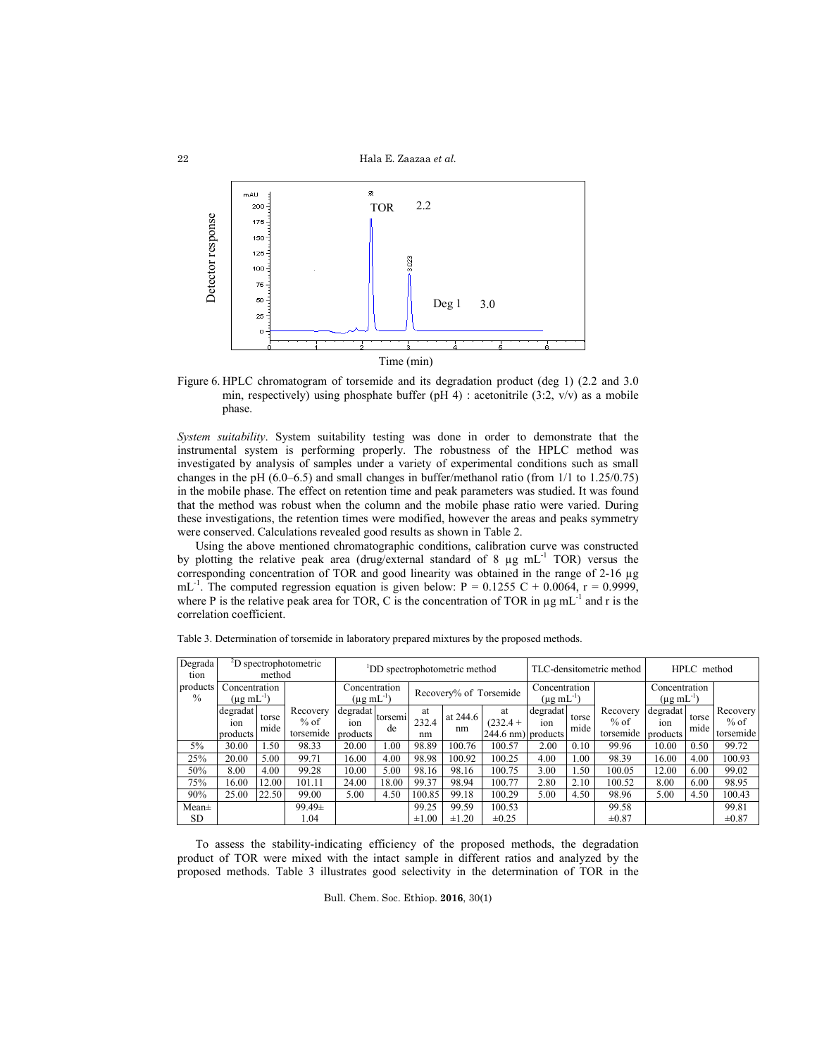Figure 6. HPLC chromatogram of torsemide and its degradation product (deg 1) (2.2 and 3.0 min, respectively) using phosphate buffer (pH 4) : acetonitrile (3:2, v/v) as a mobile phase.

*System suitability*. System suitability testing was done in order to demonstrate that the instrumental system is performing properly. The robustness of the HPLC method was investigated by analysis of samples under a variety of experimental conditions such as small changes in the pH (6.0–6.5) and small changes in buffer/methanol ratio (from 1/1 to 1.25/0.75) in the mobile phase. The effect on retention time and peak parameters was studied. It was found that the method was robust when the column and the mobile phase ratio were varied. During these investigations, the retention times were modified, however the areas and peaks symmetry were conserved. Calculations revealed good results as shown in Table 2.

Using the above mentioned chromatographic conditions, calibration curve was constructed by plotting the relative peak area (drug/external standard of 8 µg mL$^{-1}$ TOR) versus the corresponding concentration of TOR and good linearity was obtained in the range of 2-16 µg mL$^{-1}$. The computed regression equation is given below: P = 0.1255 C + 0.0064, r = 0.9999, where P is the relative peak area for TOR, C is the concentration of TOR in µg mL$^{-1}$ and r is the correlation coefficient.

Table 3. Determination of torsemide in laboratory prepared mixtures by the proposed methods.

| Degradation products % | $^{2}$D spectrophotometric method | | | $^{1}$DD spectrophotometric method | | | | | TLC-densitometric method | | | HPLC method | | |
|---|---|---|---|---|---|---|---|---|---|---|---|---|---|---|
| | Concentration (µg mL$^{-1}$) | | Recovery % of torsemide | Concentration (µg mL$^{-1}$) | | Recovery% of Torsemide | | | Concentration (µg mL$^{-1}$) | | Recovery % of torsemide | Concentration (µg mL$^{-1}$) | | Recovery % of torsemide |
| | degradation products | torsemide | | degradation products | torsemide | at 232.4 nm | at 244.6 nm | at (232.4 + 244.6 nm) | degradation products | torsemide | | degradation products | torsemide | |
| 5% | 30.00 | 1.50 | 98.33 | 20.00 | 1.00 | 98.89 | 100.76 | 100.57 | 2.00 | 0.10 | 99.96 | 10.00 | 0.50 | 99.72 |
| 25% | 20.00 | 5.00 | 99.71 | 16.00 | 4.00 | 98.98 | 100.92 | 100.25 | 4.00 | 1.00 | 98.39 | 16.00 | 4.00 | 100.93 |
| 50% | 8.00 | 4.00 | 99.28 | 10.00 | 5.00 | 98.16 | 98.16 | 100.75 | 3.00 | 1.50 | 100.05 | 12.00 | 6.00 | 99.02 |
| 75% | 16.00 | 12.00 | 101.11 | 24.00 | 18.00 | 99.37 | 98.94 | 100.77 | 2.80 | 2.10 | 100.52 | 8.00 | 6.00 | 98.95 |
| 90% | 25.00 | 22.50 | 99.00 | 5.00 | 4.50 | 100.85 | 99.18 | 100.29 | 5.00 | 4.50 | 98.96 | 5.00 | 4.50 | 100.43 |
| Mean± SD | | | 99.49± 1.04 | | | 99.25 ±1.00 | 99.59 ±1.20 | 100.53 ±0.25 | | | 99.58 ±0.87 | | | 99.81 ±0.87 |

To assess the stability-indicating efficiency of the proposed methods, the degradation product of TOR were mixed with the intact sample in different ratios and analyzed by the proposed methods. Table 3 illustrates good selectivity in the determination of TOR in the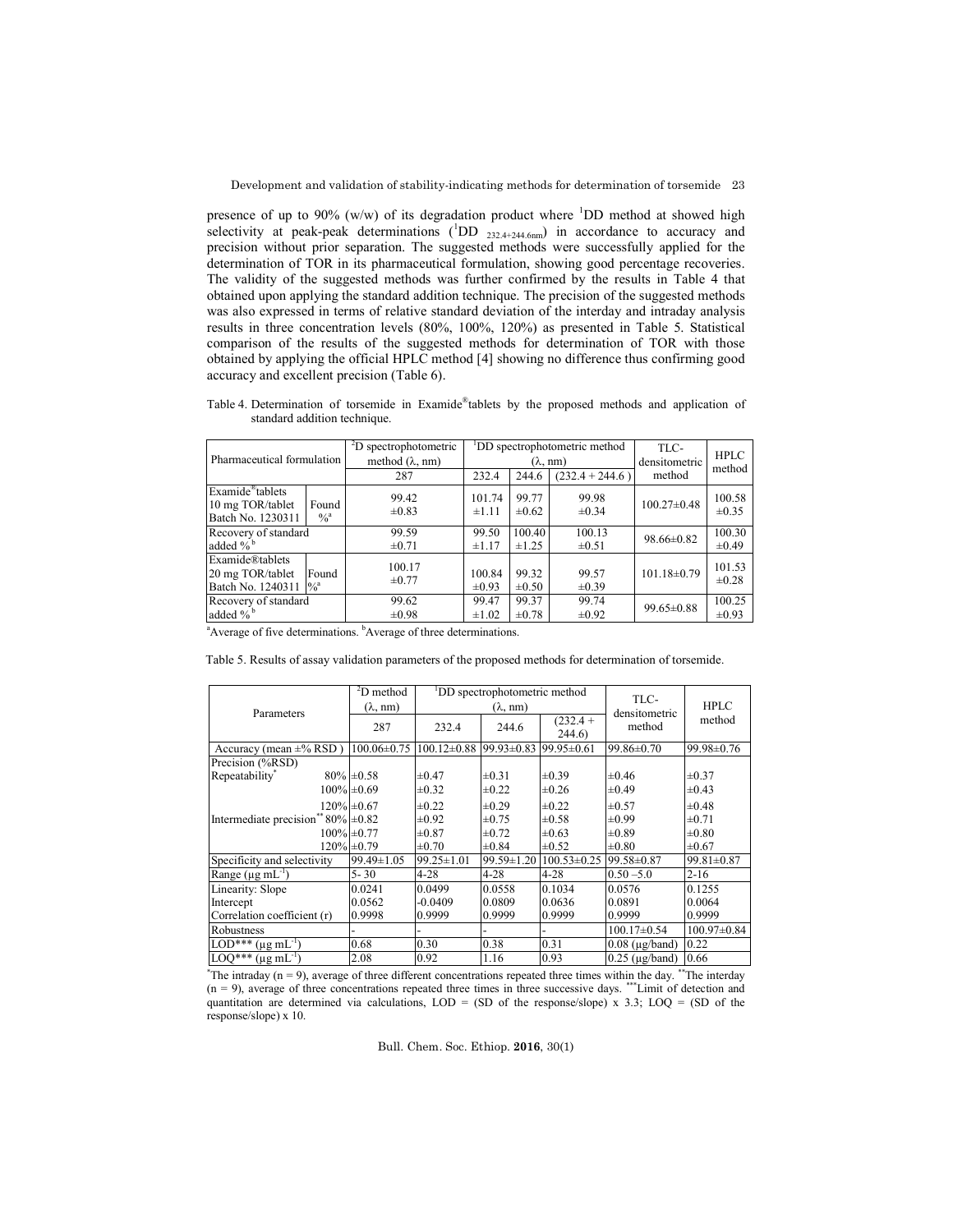presence of up to 90% (w/w) of its degradation product where $^{1}$DD method at showed high selectivity at peak-peak determinations ($^{1}DD_{232.4+244.6nm}$) in accordance to accuracy and precision without prior separation. The suggested methods were successfully applied for the determination of TOR in its pharmaceutical formulation, showing good percentage recoveries. The validity of the suggested methods was further confirmed by the results in Table 4 that obtained upon applying the standard addition technique. The precision of the suggested methods was also expressed in terms of relative standard deviation of the interday and intraday analysis results in three concentration levels (80%, 100%, 120%) as presented in Table 5. Statistical comparison of the results of the suggested methods for determination of TOR with those obtained by applying the official HPLC method [4] showing no difference thus confirming good accuracy and excellent precision (Table 6).

Table 4. Determination of torsemide in Examide®tablets by the proposed methods and application of standard addition technique.

| Pharmaceutical formulation | | $^{2}$D spectrophotometric method (λ, nm) | $^{1}$DD spectrophotometric method (λ, nm) | | | TLC-densitometric method | HPLC method |
|---|---|---|---|---|---|---|---|
| | | 287 | 232.4 | 244.6 | (232.4 + 244.6 ) | | |
| Examide®tablets 10 mg TOR/tablet Batch No. 1230311 | Found %[a] | 99.42 ±0.83 | 101.74 ±1.11 | 99.77 ±0.62 | 99.98 ±0.34 | 100.27±0.48 | 100.58 ±0.35 |
| Recovery of standard added %[b] | | 99.59 ±0.71 | 99.50 ±1.17 | 100.40 ±1.25 | 100.13 ±0.51 | 98.66±0.82 | 100.30 ±0.49 |
| Examide®tablets 20 mg TOR/tablet Batch No. 1240311 | Found %[a] | 100.17 ±0.77 | 100.84 ±0.93 | 99.32 ±0.50 | 99.57 ±0.39 | 101.18±0.79 | 101.53 ±0.28 |
| Recovery of standard added %[b] | | 99.62 ±0.98 | 99.47 ±1.02 | 99.37 ±0.78 | 99.74 ±0.92 | 99.65±0.88 | 100.25 ±0.93 |

[a]Average of five determinations. [b]Average of three determinations.

Table 5. Results of assay validation parameters of the proposed methods for determination of torsemide.

| Parameters | | $^{2}$D method (λ, nm) | $^{1}$DD spectrophotometric method (λ, nm) | | | TLC-densitometric method | HPLC method |
|---|---|---|---|---|---|---|---|
| | | 287 | 232.4 | 244.6 | (232.4 + 244.6) | | |
| Accuracy (mean ±% RSD ) | | 100.06±0.75 | 100.12±0.88 | 99.93±0.83 | 99.95±0.61 | 99.86±0.70 | 99.98±0.76 |
| Precision (%RSD) | | | | | | | |
| Repeatability* | 80% | ±0.58 | ±0.47 | ±0.31 | ±0.39 | ±0.46 | ±0.37 |
| | 100% | ±0.69 | ±0.32 | ±0.22 | ±0.26 | ±0.49 | ±0.43 |
| | 120% | ±0.67 | ±0.22 | ±0.29 | ±0.22 | ±0.57 | ±0.48 |
| Intermediate precision** | 80% | ±0.82 | ±0.92 | ±0.75 | ±0.58 | ±0.99 | ±0.71 |
| | 100% | ±0.77 | ±0.87 | ±0.72 | ±0.63 | ±0.89 | ±0.80 |
| | 120% | ±0.79 | ±0.70 | ±0.84 | ±0.52 | ±0.80 | ±0.67 |
| Specificity and selectivity | | 99.49±1.05 | 99.25±1.01 | 99.59±1.20 | 100.53±0.25 | 99.58±0.87 | 99.81±0.87 |
| Range (μg mL$^{-1}$) | | 5- 30 | 4-28 | 4-28 | 4-28 | 0.50 –5.0 | 2-16 |
| Linearity: Slope | | 0.0241 | 0.0499 | 0.0558 | 0.1034 | 0.0576 | 0.1255 |
| Intercept | | 0.0562 | -0.0409 | 0.0809 | 0.0636 | 0.0891 | 0.0064 |
| Correlation coefficient (r) | | 0.9998 | 0.9999 | 0.9999 | 0.9999 | 0.9999 | 0.9999 |
| Robustness | | - | - | - | - | 100.17±0.54 | 100.97±0.84 |
| LOD*** (μg mL$^{-1}$) | | 0.68 | 0.30 | 0.38 | 0.31 | 0.08 (μg/band) | 0.22 |
| LOQ*** (μg mL$^{-1}$) | | 2.08 | 0.92 | 1.16 | 0.93 | 0.25 (μg/band) | 0.66 |

*The intraday (n = 9), average of three different concentrations repeated three times within the day. **The interday (n = 9), average of three concentrations repeated three times in three successive days. ***Limit of detection and quantitation are determined via calculations, LOD = (SD of the response/slope) x 3.3; LOQ = (SD of the response/slope) x 10.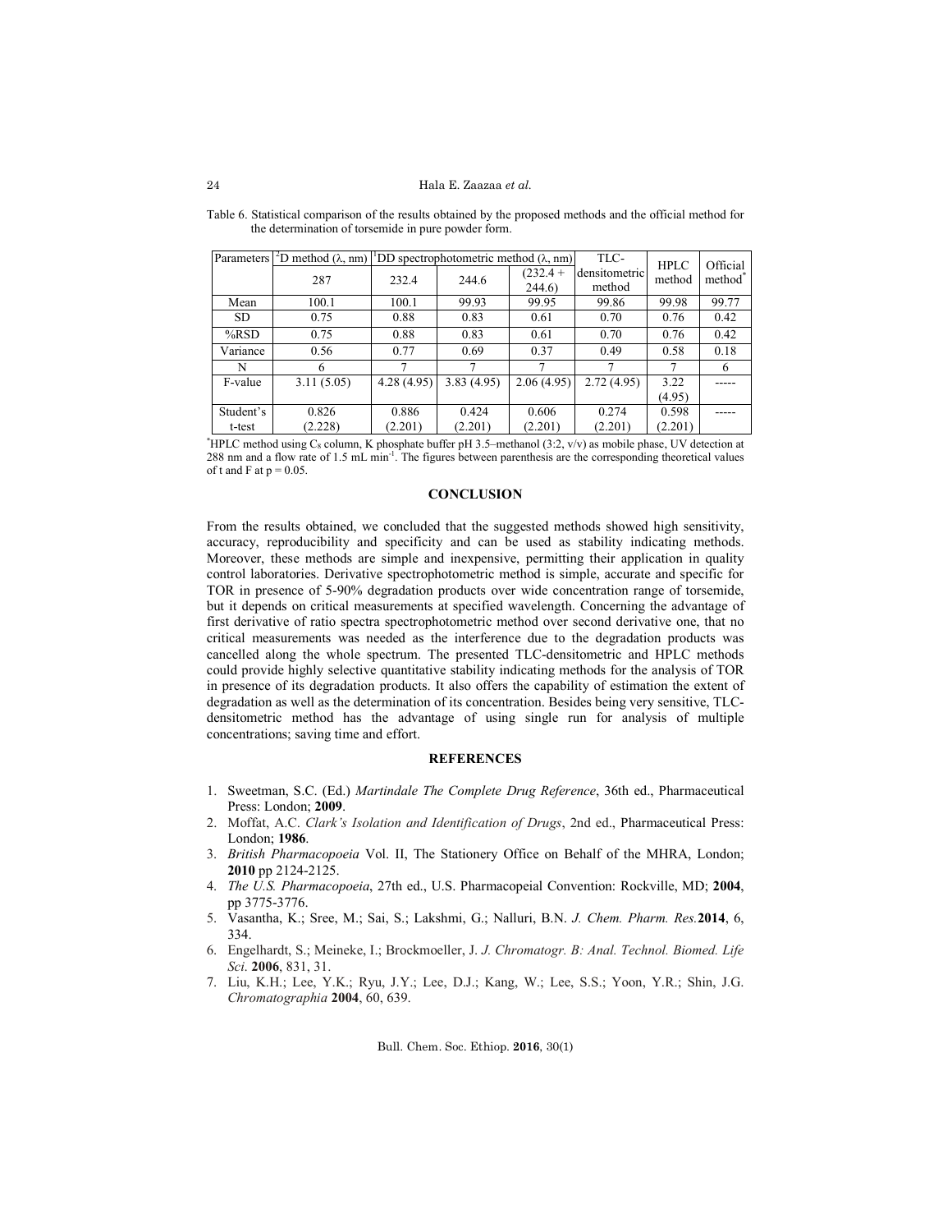Table 6. Statistical comparison of the results obtained by the proposed methods and the official method for the determination of torsemide in pure powder form.

| Parameters | $^2$D method (λ, nm) | $^1$DD spectrophotometric method (λ, nm) | | | TLC-densitometric method | HPLC method | Official method* |
|---|---|---|---|---|---|---|---|
| | 287 | 232.4 | 244.6 | (232.4 + 244.6) | | | |
| Mean | 100.1 | 100.1 | 99.93 | 99.95 | 99.86 | 99.98 | 99.77 |
| SD | 0.75 | 0.88 | 0.83 | 0.61 | 0.70 | 0.76 | 0.42 |
| %RSD | 0.75 | 0.88 | 0.83 | 0.61 | 0.70 | 0.76 | 0.42 |
| Variance | 0.56 | 0.77 | 0.69 | 0.37 | 0.49 | 0.58 | 0.18 |
| N | 6 | 7 | 7 | 7 | 7 | 7 | 6 |
| F-value | 3.11 (5.05) | 4.28 (4.95) | 3.83 (4.95) | 2.06 (4.95) | 2.72 (4.95) | 3.22 (4.95) | ----- |
| Student's t-test | 0.826 (2.228) | 0.886 (2.201) | 0.424 (2.201) | 0.606 (2.201) | 0.274 (2.201) | 0.598 (2.201) | ----- |

*HPLC method using $C_8$ column, K phosphate buffer pH 3.5–methanol (3:2, v/v) as mobile phase, UV detection at 288 nm and a flow rate of 1.5 mL $min^{-1}$. The figures between parenthesis are the corresponding theoretical values of t and F at $p = 0.05$.

## CONCLUSION

From the results obtained, we concluded that the suggested methods showed high sensitivity, accuracy, reproducibility and specificity and can be used as stability indicating methods. Moreover, these methods are simple and inexpensive, permitting their application in quality control laboratories. Derivative spectrophotometric method is simple, accurate and specific for TOR in presence of 5-90% degradation products over wide concentration range of torsemide, but it depends on critical measurements at specified wavelength. Concerning the advantage of first derivative of ratio spectra spectrophotometric method over second derivative one, that no critical measurements was needed as the interference due to the degradation products was cancelled along the whole spectrum. The presented TLC-densitometric and HPLC methods could provide highly selective quantitative stability indicating methods for the analysis of TOR in presence of its degradation products. It also offers the capability of estimation the extent of degradation as well as the determination of its concentration. Besides being very sensitive, TLC-densitometric method has the advantage of using single run for analysis of multiple concentrations; saving time and effort.

## REFERENCES

1. Sweetman, S.C. (Ed.) *Martindale The Complete Drug Reference*, 36th ed., Pharmaceutical Press: London; **2009**.
2. Moffat, A.C. *Clark's Isolation and Identification of Drugs*, 2nd ed., Pharmaceutical Press: London; **1986**.
3. *British Pharmacopoeia* Vol. II, The Stationery Office on Behalf of the MHRA, London; **2010** pp 2124-2125.
4. *The U.S. Pharmacopoeia*, 27th ed., U.S. Pharmacopeial Convention: Rockville, MD; **2004**, pp 3775-3776.
5. Vasantha, K.; Sree, M.; Sai, S.; Lakshmi, G.; Nalluri, B.N. *J. Chem. Pharm. Res.* **2014**, 6, 334.
6. Engelhardt, S.; Meineke, I.; Brockmoeller, J. *J. Chromatogr. B: Anal. Technol. Biomed. Life Sci*. **2006**, 831, 31.
7. Liu, K.H.; Lee, Y.K.; Ryu, J.Y.; Lee, D.J.; Kang, W.; Lee, S.S.; Yoon, Y.R.; Shin, J.G. *Chromatographia* **2004**, 60, 639.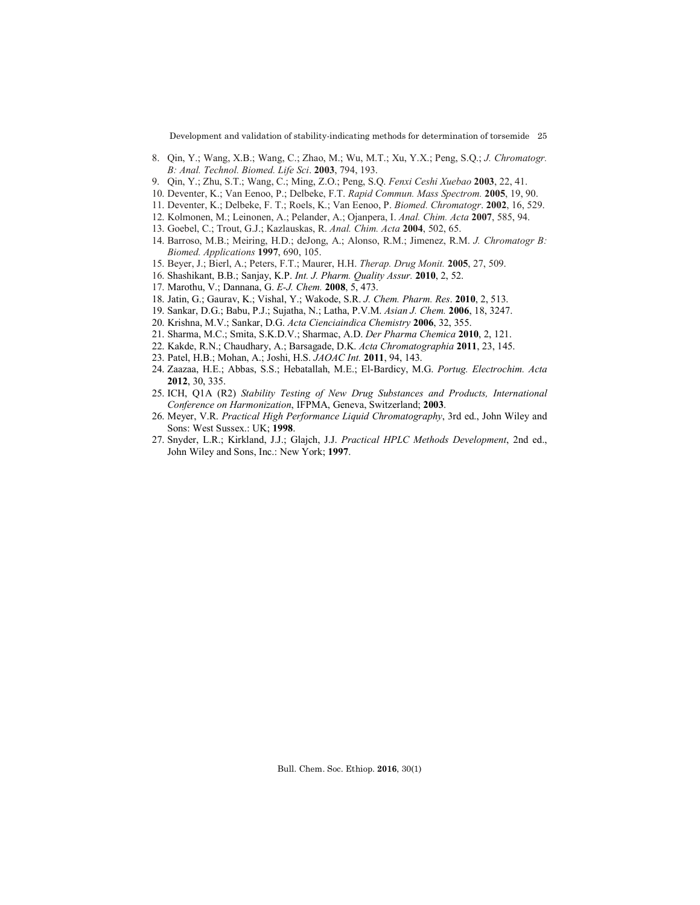8. Qin, Y.; Wang, X.B.; Wang, C.; Zhao, M.; Wu, M.T.; Xu, Y.X.; Peng, S.Q.; *J. Chromatogr. B: Anal. Technol. Biomed. Life Sci*. **2003**, 794, 193.
9. Qin, Y.; Zhu, S.T.; Wang, C.; Ming, Z.O.; Peng, S.Q. *Fenxi Ceshi Xuebao* **2003**, 22, 41.
10. Deventer, K.; Van Eenoo, P.; Delbeke, F.T. *Rapid Commun. Mass Spectrom.* **2005**, 19, 90.
11. Deventer, K.; Delbeke, F. T.; Roels, K.; Van Eenoo, P. *Biomed. Chromatogr*. **2002**, 16, 529.
12. Kolmonen, M.; Leinonen, A.; Pelander, A.; Ojanpera, I. *Anal. Chim. Acta* **2007**, 585, 94.
13. Goebel, C.; Trout, G.J.; Kazlauskas, R. *Anal. Chim. Acta* **2004**, 502, 65.
14. Barroso, M.B.; Meiring, H.D.; deJong, A.; Alonso, R.M.; Jimenez, R.M. *J. Chromatogr B: Biomed. Applications* **1997**, 690, 105.
15. Beyer, J.; Bierl, A.; Peters, F.T.; Maurer, H.H. *Therap. Drug Monit.* **2005**, 27, 509.
16. Shashikant, B.B.; Sanjay, K.P. *Int. J. Pharm. Quality Assur.* **2010**, 2, 52.
17. Marothu, V.; Dannana, G. *E-J. Chem.* **2008**, 5, 473.
18. Jatin, G.; Gaurav, K.; Vishal, Y.; Wakode, S.R. *J. Chem. Pharm. Res*. **2010**, 2, 513.
19. Sankar, D.G.; Babu, P.J.; Sujatha, N.; Latha, P.V.M. *Asian J. Chem.* **2006**, 18, 3247.
20. Krishna, M.V.; Sankar, D.G. *Acta Cienciaindica Chemistry* **2006**, 32, 355.
21. Sharma, M.C.; Smita, S.K.D.V.; Sharmac, A.D. *Der Pharma Chemica* **2010**, 2, 121.
22. Kakde, R.N.; Chaudhary, A.; Barsagade, D.K. *Acta Chromatographia* **2011**, 23, 145.
23. Patel, H.B.; Mohan, A.; Joshi, H.S. *JAOAC Int.* **2011**, 94, 143.
24. Zaazaa, H.E.; Abbas, S.S.; Hebatallah, M.E.; El-Bardicy, M.G. *Portug. Electrochim. Acta* **2012**, 30, 335.
25. ICH, Q1A (R2) *Stability Testing of New Drug Substances and Products, International Conference on Harmonization*, IFPMA, Geneva, Switzerland; **2003**.
26. Meyer, V.R. *Practical High Performance Liquid Chromatography*, 3rd ed., John Wiley and Sons: West Sussex.: UK; **1998**.
27. Snyder, L.R.; Kirkland, J.J.; Glajch, J.J. *Practical HPLC Methods Development*, 2nd ed., John Wiley and Sons, Inc.: New York; **1997**.